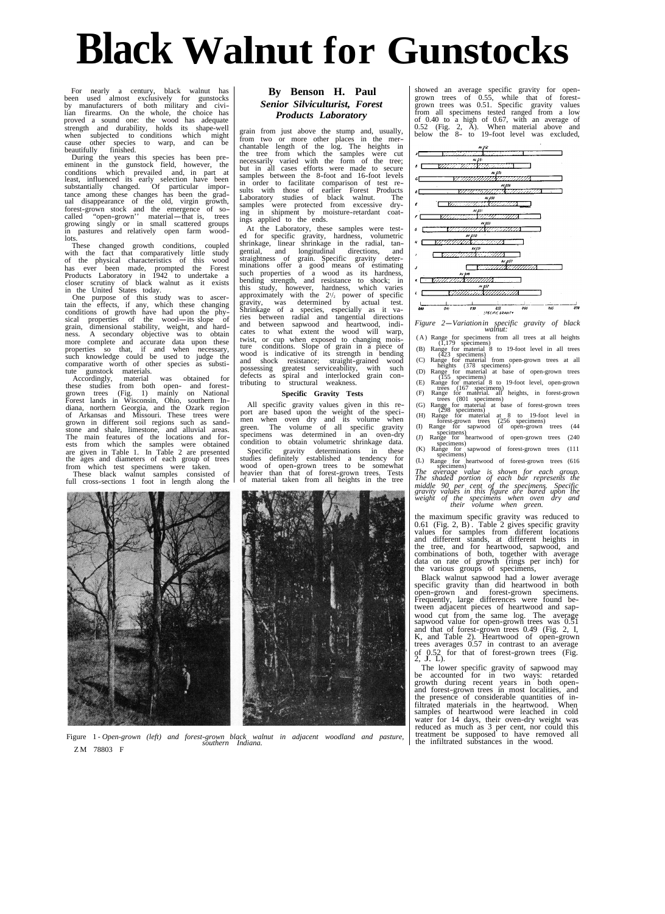# Black Walnut for Gunstocks

**By Benson H. Paul**

***Senior Silviculturist, Forest Products Laboratory***

For nearly a century, black walnut has been used almost exclusively for gunstocks by manufacturers of both military and civilian firearms. On the whole, the choice has proved a sound one: the wood has adequate strength and durability, holds its shape-well when subjected to conditions which might cause other species to warp, and can be beautifully finished.

During the years this species has been preeminent in the gunstock field, however, the conditions which prevailed and, in part at least, influenced its early selection have been substantially changed. Of particular importance among these changes has been the gradual disappearance of the old, virgin growth, forest-grown stock and the emergence of so-called "open-grown" material—that is, trees growing singly or in small scattered groups in pastures and relatively open farm woodlots.

These changed growth conditions, coupled with the fact that comparatively little study of the physical characteristics of this wood has ever been made, prompted the Forest Products Laboratory in 1942 to undertake a closer scrutiny of black walnut as it exists in the United States today.

One purpose of this study was to ascertain the effects, if any, which these changing conditions of growth have had upon the physical properties of the wood—its slope of grain, dimensional stability, weight, and hardness. A secondary objective was to obtain more complete and accurate data upon these properties so that, if and when necessary, such knowledge could be used to judge the comparative worth of other species as substitute gunstock materials.

Accordingly, material was obtained for these studies from both open- and forest-grown trees (Fig. 1) mainly on National Forest lands in Wisconsin, Ohio, southern Indiana, northern Georgia, and the Ozark region of Arkansas and Missouri. These trees were grown in different soil regions such as sandstone and shale, limestone, and alluvial areas. The main features of the locations and forests from which the samples were obtained are given in Table 1. In Table 2 are presented the ages and diameters of each group of trees from which test specimens were taken.

These black walnut samples consisted of full cross-sections 1 foot in length along the grain from just above the stump and, usually, from two or more other places in the merchantable length of the log. The heights in the tree from which the samples were cut necessarily varied with the form of the tree; but in all cases efforts were made to secure samples between the 8-foot and 16-foot levels in order to facilitate comparison of test results with those of earlier Forest Products Laboratory studies of black walnut. The samples were protected from excessive drying in shipment by moisture-retardant coatings applied to the ends.

At the Laboratory, these samples were tested for specific gravity, hardness, volumetric shrinkage, linear shrinkage in the radial, tangential, and longitudinal directions, and straightness of grain. Specific gravity determinations offer a good means of estimating such properties of a wood as its hardness, bending strength, and resistance to shock; in this study, however, hardness, which varies approximately with the $2^{1}/_{2}$ power of specific gravity, was determined by actual test. Shrinkage of a species, especially as it varies between radial and tangential directions and between sapwood and heartwood, indicates to what extent the wood will warp, twist, or cup when exposed to changing moisture conditions. Slope of grain in a piece of wood is indicative of its strength in bending and shock resistance; straight-grained wood possessing greatest serviceability, with such defects as spiral and interlocked grain contributing to structural weakness.

### Specific Gravity Tests

All specific gravity values given in this report are based upon the weight of the specimen when oven dry and its volume when green. The volume of all specific gravity specimens was determined in an oven-dry condition to obtain volumetric shrinkage data.

Specific gravity determinations in these studies definitely established a tendency for wood of open-grown trees to be somewhat heavier than that of forest-grown trees. Tests of material taken from all heights in the tree showed an average specific gravity for open-grown trees of 0.55, while that of forest-grown trees was 0.51. Specific gravity values from all specimens tested ranged from a low of 0.40 to a high of 0.67, with an average of 0.52 (Fig. 2, A). When material above and below the 8- to 19-foot level was excluded, the maximum specific gravity was reduced to 0.61 (Fig. 2, B). Table 2 gives specific gravity values for samples from different locations and different stands, at different heights in the tree, and for heartwood, sapwood, and combinations of both, together with average data on rate of growth (rings per inch) for the various groups of specimens,

*Figure 2—Variation in specific gravity of black walnut:*

(A) Range for specimens from all trees at all heights (1,179 specimens)
(B) Range for material 8 to 19-foot level in all trees (423 specimens)
(C) Range for material from open-grown trees at all heights (378 specimens)
(D) Range for material at base of open-grown trees (155 specimens)
(E) Range for material 8 to 19-foot level, open-grown trees (167 specimens)
(F) Range for material all heights, in forest-grown trees (801 specimens)
(G) Range for material at base of forest-grown trees (298 specimens)
(H) Range for material at 8 to 19-foot level in forest-grown trees (256 specimens)
(I) Range for sapwood of open-grown trees (44 specimens)
(J) Range for heartwood of open-grown trees (240 specimens)
(K) Range for sapwood of forest-grown trees (111 specimens)
(L) Range for heartwood of forest-grown trees (616 specimens)

*The average value is shown for each group. The shaded portion of each bar represents the middle 90 per cent of the specimens. Specific gravity values in this figure are based upon the weight of the specimens when oven dry and their volume when green.*

Black walnut sapwood had a lower average specific gravity than did heartwood in both open-grown and forest-grown specimens. Frequently, large differences were found between adjacent pieces of heartwood and sapwood cut from the same log. The average sapwood value for open-grown trees was 0.51 and that of forest-grown trees 0.49 (Fig. 2, I, K, and Table 2). Heartwood of open-grown trees averages 0.57 in contrast to an average of 0.52 for that of forest-grown trees (Fig. 2, J, L).

The lower specific gravity of sapwood may be accounted for in two ways: retarded growth during recent years in both open- and forest-grown trees in most localities, and the presence of considerable quantities of infiltrated materials in the heartwood. When samples of heartwood were leached in cold water for 14 days, their oven-dry weight was reduced as much as 3 per cent, nor could this treatment be supposed to have removed all the infiltrated substances in the wood.

Figure 1 - *Open-grown (left) and forest-grown black walnut in adjacent woodland and pasture, southern Indiana.*

ZM 78803 F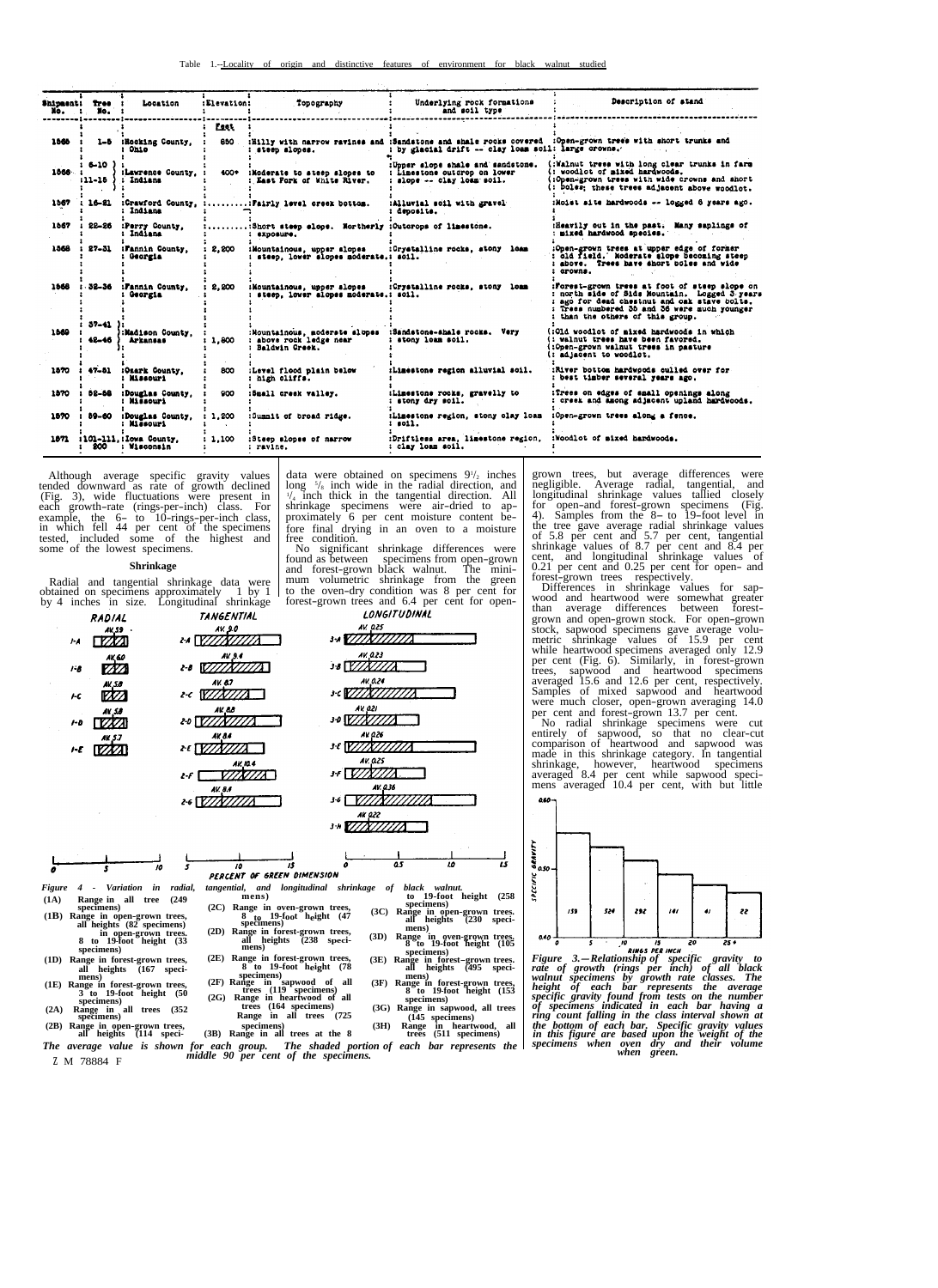Table 1.--Locality of origin and distinctive features of environment for black walnut studied

| Shipment No. | Tree No. | Location | Elevation | Topography | Underlying rock formations and soil type | Description of stand |
|---|---|---|---|---|---|---|
| | | | Feet | | | |
| 1865 | 1-5 | Hocking County, Ohio | 850 | Hilly with narrow ravines and steep slopes. | Sandstone and shale rocks covered by glacial drift -- clay loam soil. | Open-grown trees with short trunks and large crowns. |
| 1866 | 6-10 / 11-15 | Lawrence County, Indiana | 400+ | Moderate to steep slopes to East Fork of White River. | Upper slope shale and sandstone. Limestone outcrop on lower slope -- clay loam soil. | (Walnut trees with long clear trunks in farm woodlot of mixed hardwoods. (Open-grown trees with wide crowns and short boles; these trees adjacent above woodlot. |
| 1867 | 16-21 | Crawford County, Indiana | | Fairly level creek bottom. | Alluvial soil with gravel deposits. | Moist site hardwoods -- logged 6 years ago. |
| 1867 | 22-26 | Perry County, Indiana | | Short steep slope. Northerly exposure. | Outcrops of limestone. | Heavily cut in the past. Many saplings of mixed hardwood species. |
| 1868 | 27-31 | Fannin County, Georgia | 2,200 | Mountainous, upper slopes steep, lower slopes moderate. | Crystalline rocks, stony loam soil. | Open-grown trees at upper edge of former old field. Moderate slope becoming steep above. Trees have short boles and wide crowns. |
| 1868 | 32-36 | Fannin County, Georgia | 2,200 | Mountainous, upper slopes steep, lower slopes moderate. | Crystalline rocks, stony loam soil. | Forest-grown trees at foot of steep slope on north side of Sids Mountain. Logged 3 years ago for dead chestnut and oak stave bolts. Trees numbered 35 and 36 were much younger than the others of this group. |
| 1869 | 37-41 / 42-46 | Madison County, Arkansas | 1,600 | Mountainous, moderate slopes above rock ledge near Baldwin Creek. | Sandstone-shale rocks. Very stony loam soil. | (Old woodlot of mixed hardwoods in which walnut trees have been favored. (Open-grown walnut trees in pasture adjacent to woodlot. |
| 1870 | 47-51 | Ozark County, Missouri | 800 | Level flood plain below high cliffs. | Limestone region alluvial soil. | River bottom hardwoods culled over for best timber several years ago. |
| 1870 | 52-58 | Douglas County, Missouri | 900 | Small creek valley. | Limestone rocks, gravelly to stony dry soil. | Trees on edges of small openings along creek and among adjacent upland hardwoods. |
| 1870 | 59-60 | Douglas County, Missouri | 1,200 | Summit of broad ridge. | Limestone region, stony clay loam soil. | Open-grown trees along a fence. |
| 1871 | 101-111, 200 | Iowa County, Wisconsin | 1,100 | Steep slopes of narrow ravine. | Driftless area, limestone region, clay loam soil. | Woodlot of mixed hardwoods. |

Although average specific gravity values tended downward as rate of growth declined (Fig. 3), wide fluctuations were present in each growth-rate (rings-per-inch) class. For example, the 6- to 10-rings-per-inch class, in which fell 44 per cent of the specimens tested, included some of the highest and some of the lowest specimens.

### Shrinkage

Radial and tangential shrinkage data were obtained on specimens approximately 1 by 1 by 4 inches in size. Longitudinal shrinkage data were obtained on specimens 9½ inches long ⅝ inch wide in the radial direction, and ¼ inch thick in the tangential direction. All shrinkage specimens were air-dried to approximately 6 per cent moisture content before final drying in an oven to a moisture free condition.

No significant shrinkage differences were found as between specimens from open-grown and forest-grown black walnut. The minimum volumetric shrinkage from the green to the oven-dry condition was 8 per cent for forest-grown trees and 6.4 per cent for open-grown trees, but average differences were negligible. Average radial, tangential, and longitudinal shrinkage values tallied closely for open-and forest-grown specimens (Fig. 4). Samples from the 8- to 19-foot level in the tree gave average radial shrinkage values of 5.8 per cent and 5.7 per cent, tangential shrinkage values of 8.7 per cent and 8.4 per cent, and longitudinal shrinkage values of 0.21 per cent and 0.25 per cent for open- and forest-grown trees respectively.

Differences in shrinkage values for sapwood and heartwood were somewhat greater than average differences between forest-grown and open-grown stock. For open-grown stock, sapwood specimens gave average volumetric shrinkage values of 15.9 per cent while heartwood specimens averaged only 12.9 per cent (Fig. 6). Similarly, in forest-grown trees, sapwood and heartwood specimens averaged 15.6 and 12.6 per cent, respectively. Samples of mixed sapwood and heartwood were much closer, open-grown averaging 14.0 per cent and forest-grown 13.7 per cent.

No radial shrinkage specimens were cut entirely of sapwood, so that no clear-cut comparison of heartwood and sapwood was made in this shrinkage category. In tangential shrinkage, however, heartwood specimens averaged 8.4 per cent while sapwood specimens averaged 10.4 per cent, with but little

*Figure 4 - Variation in radial, tangential, and longitudinal shrinkage of black walnut.*
*(1A) Range in all tree (249 specimens)*
*(1B) Range in open-grown trees, all heights (82 specimens) in open-grown trees. 8 to 19-foot height (33 specimens)*
*(1D) Range in forest-grown trees, all heights (167 specimens)*
*(1E) Range in forest-grown trees, 3 to 19-foot height (50 specimens)*
*(2A) Range in all trees (352 specimens)*
*(2B) Range in open-grown trees, all heights (114 specimens)*
*(2C) Range in oven-grown trees, 8 to 19-foot height (47 specimens)*
*(2D) Range in forest-grown trees, all heights (238 specimens)*
*(2E) Range in forest-grown trees, 8 to 19-foot height (78 specimens)*
*(2F) Range in sapwood of all trees (119 specimens)*
*(2G) Range in heartwood of all trees (164 specimens) Range in all trees (725 specimens)*
*(3B) Range in all trees at the 8 to 19-foot height (258 specimens)*
*(3C) Range in open-grown trees. all heights (230 specimens)*
*(3D) Range in oven-grown trees. 8 to 19-foot height (105 specimens)*
*(3E) Range in forest-grown trees. all heights (495 specimens)*
*(3F) Range in forest-grown trees, 8 to 19-foot height (153 specimens)*
*(3G) Range in sapwood, all trees (145 specimens)*
*(3H) Range in heartwood, all trees (511 specimens)*
*The average value is shown for each group. The shaded portion of each bar represents the middle 90 per cent of the specimens.*

*Figure 3.—Relationship of specific gravity to rate of growth (rings per inch) of all black walnut specimens by growth rate classes. The height of each bar represents the average specific gravity found from tests on the number of specimens indicated in each bar having a ring count falling in the class interval shown at the bottom of each bar. Specific gravity values in this figure are based upon the weight of the specimens when oven dry and their volume when green.*

Z M 78884 F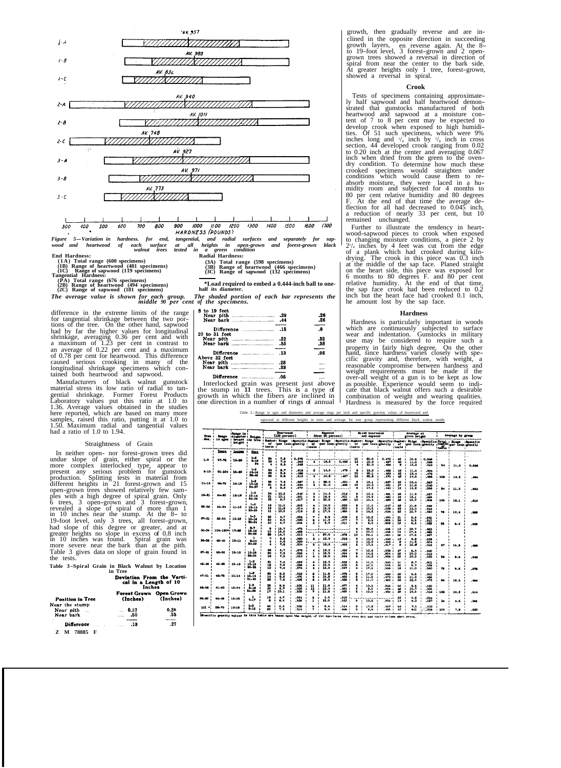*Figure 5—Variation in hardness. for end, tangential, and radial surfaces and separately for sapwood and heartwood of each surface at all heights in open-grown and forest-grown black walnut trees tested in a green condition*

**End Hardness:**
- (1A) Total range (600 specimens)
- (1B) Range of heartwood (481 specimens)
- (1C) Range of sapwood (119 specimens)

**Tangential Hardness:**
- (2A) Total range (676 specimens)
- (2B) Range of heartwood (494 specimens)
- (2C) Range of sapwood (181 specimens)

**Radial Hardness:**
- (3A) Total range (598 specimens)
- (3B) Range of heartwood (466 specimens)
- (3C) Range of sapwood (132 specimens)

*Load required to embed a 0.444-inch ball to one-half its diameter.

*The average value is shown for each group. The shaded portion of each bar represents the middle 90 per cent of the specimens.*

difference in the extreme limits of the range for tangential shrinkage between the two portions of the tree. On the other hand, sapwood had by far the higher values for longitudinal shrinkage, averaging 0.36 per cent and with a maximum of 1.23 per cent in contrast to an average of 0.22 per cent and a maximum of 0.78 per cent for heartwood. This difference caused serious crooking in many of the longitudinal shrinkage specimens which contained both heartwood and sapwood.

Manufacturers of black walnut gunstock material stress its low ratio of radial to tangential shrinkage. Former Forest Products Laboratory values put this ratio at 1.0 to 1.36. Average values obtained in the studies here reported, which are based on many more samples, raised this ratio, putting it at 1.0 to 1.50. Maximum radial and tangential values had a ratio of 1.0 to 1.94.

## Straightness of Grain

In neither open- nor forest-grown trees did undue slope of grain, either spiral or the more complex interlocked type, appear to present any serious problem for gunstock production. Splitting tests in material from different heights in 21 forest-grown and 15 open-grown trees showed relatively few samples with a high degree of spiral grain. Only 6 trees, 3 open-grown and 3 forest-grown, revealed a slope of spiral of more than 1 in 10 inches near the stump. At the 8- to 19-foot level, only 3 trees, all forest-grown, had slope of this degree or greater, and at greater heights no slope in excess of 0.8 inch in 10 inches was found. Spiral grain was more severe near the bark than at the pith. Table 3 gives data on slope of grain found in the tests.

**Table 3–Spiral Grain in Black Walnut by Location in Tree**

| Position in Tree | Deviation From the Vertical in a Length of 10 Inches: Forest Grown (Inches) | Open Grown (Inches) |
|---|---|---|
| Near the stump | | |
| Near pith | 0.37 | 0.28 |
| Near bark | .50 | .55 |
| Difference | .13 | .27 |

Z M 78885 F

| | | |
|---|---|---|
| 8 to 19 feet | | |
| Near pith | .29 | .26 |
| Near bark | .44 | .26 |
| Difference | .15 | .0 |
| 20 to 31 feet | | |
| Near pith | .22 | .32 |
| Near bark | .35 | .38 |
| Difference | .13 | .06 |
| Above 32 feet | | |
| Near pith | .28 | .... |
| Near bark | .33 | .... |
| Difference | .05 | .... |

Interlocked grain was present just above the stump in 11 trees. This is a type of growth in which the fibers are inclined in one direction in a number of rings of annual growth, then gradually reverse and are inclined in the opposite direction in succeeding growth layers, en reverse again. At the 8- to 19-foot level, 3 forest-grown and 2 open-grown trees showed a reversal in direction of spiral from near the center to the bark side. At greater heights only 1 tree, forest-grown, showed a reversal in spiral.

## Crook

Tests of specimens containing approximately half sapwood and half heartwood demonstrated that gunstocks manufactured of both heartwood and sapwood at a moisture content of 7 to 8 per cent may be expected to develop crook when exposed to high humidities. Of 51 such specimens, which were 9¾ inches long and ¼ inch by ⅝ inch in cross section, 44 developed crook ranging from 0.02 to 0.20 inch at the center and averaging 0.067 inch when dried from the green to the oven-dry condition. To determine how much these crooked specimens would straighten under conditions which would cause them to reabsorb moisture, they were laced in a humidity room and subjected for 4 months to 80 per cent relative humidity and 80 degrees F. At the end of that time the average deflection for all had decreased to 0.045 inch, a reduction of nearly 33 per cent, but 10 remained unchanged.

Further to illustrate the tendency in heartwood-sapwood pieces to crook when exposed to changing moisture conditions, a piece 2 by 2¼ inches by 4 feet was cut from the edge of a plank which had crooked during kiln-drying. The crook in this piece was 0.3 inch at the middle of the sap face. Planed straight on the heart side, this piece was exposed for 6 months to 80 degrees F. and 80 per cent relative humidity. At the end of that time, the sap face crook had been reduced to 0.2 inch but the heart face had crooked 0.1 inch, he amount lost by the sap face.

## Hardness

Hardness is particularly important in woods which are continuously subjected to surface wear and indentation. Gunstocks in military use may be considered to require such a property in fairly high degree. On the other hand, since hardness varies closely with specific gravity and, therefore, with weight, a reasonable compromise between hardness and weight requirements must be made if the over-all weight of a gun is to be kept as low as possible. Experience would seem to indicate that black walnut offers such a desirable combination of weight and wearing qualities. Hardness is measured by the force required

Table 2.--Range in ages and diameters and average rings per inch and specific gravity values of heartwood and sapwood at different heights in trees and average for tree group representing different black walnut stands

| Tree Nos. | Range in ages | Range in diameter breast height | Height in tree | Heartwood (100 percent): Number of tests | Rings per inch | Specific gravity[1] | Sapwood (Over 20 percent): Number of tests | Rings per inch | Specific gravity | Mixed heartwood and sapwood: Number of tests | Rings per inch | Specific gravity | Average at given height: Number of tests | Rings per inch | Specific gravity | Average by group: Total number tests | Rings per inch | Specific gravity |
|---|---|---|---|---|---|---|---|---|---|---|---|---|---|---|---|---|---|---|
| | Years | Inches | Feet | | | | | | | | | | | | | | | |
| 1-5 | 57-72 | 10-20 | 1-8 | 26 | 7.2 | 0.572 | | | | 10 | 20.0 | 0.472 | 36 | 10.9 | 0.546 | | | |
| | | | 9-19 | 20 | 7.6 | .542 | 4 | 19.0 | 0.462 | 16 | 15.2 | .497 | 40 | 11.0 | .509 | | | |
| | | | 20 | 4 | 9.5 | .549 | | | | 4 | 21.0 | .495 | 8 | 15.2 | .522 | 84 | 11.3 | 0.526 |
| 6-10 | 91-104 | 16-20 | 1-8 | 24 | 9.7 | .518 | 2 | 14.5 | .479 | 8 | 18.0 | .462 | 34 | 11.6 | .504 | | | |
| | | | 10-18 | 22 | 9.6 | .488 | | | | 10 | 25.5 | .489 | 32 | 13.4 | .476 | | | |
| | | | 20-46 | 26 | 9.8 | .513 | 4 | 19.8 | .487 | 12 | 20.6 | .470 | 42 | 14.6 | .498 | 108 | 13.2 | .494 |
| 11-15 | 48-76 | 14-18 | 1-8 | 26 | 7.4 | .567 | 1 | 29.0 | .424 | 8 | 18.1 | .527 | 35 | 10.4 | .557 | | | |
| | | | 10-18 | 21 | 8.2 | .545 | 4 | 21.0 | .468 | 12 | 15.3 | .521 | 37 | 11.9 | .540 | | | |
| | | | 24-37 | 6 | 9.2 | .572 | | | | 6 | 17.2 | .540 | 12 | 13.2 | .556 | 84 | 11.5 | .553 |
| 16-21 | 44-90 | 13-18 | 1-5 | 24 | 10.5 | .542 | 3 | 14.3 | .516 | 9 | 13.4 | .491 | 36 | 11.6 | .527 | | | |
| | | | 12-16 | 21 | 10.1 | .501 | 4 | 16.9 | .501 | 9 | 14.8 | .480 | 34 | 12.1 | .488 | | | |
| | | | 22-36 | 22 | 9.7 | .517 | 3 | 20.0 | .460 | 13 | 15.4 | .480 | 38 | 12.7 | .508 | 108 | 12.1 | .510 |
| 22-26 | 63-94 | 11-16 | 1-8 | 16 | 11.1 | .502 | 4 | 14.0 | .503 | 8 | 11.5 | .547 | 28 | 11.6 | .546 | | | |
| | | | 12-14 | 16 | 11.6 | .514 | 5 | 15.0 | .503 | 5 | 10.5 | .529 | 26 | 12.0 | .518 | | | |
| | | | 23-25 | 11 | 10.5 | .519 | 2 | 17.5 | .480 | 9 | 14.2 | .534 | 22 | 12.7 | .523 | 76 | 12.4 | .529 |
| 27-31 | 32-64 | 12-18 | 1-3 | 28 | 4.7 | .536 | 3 | 9.9 | .508 | 2 | 12.5 | .490 | 31 | 6.4 | .541 | | | |
| | | | 10-18 | 20 | 4.5 | .589 | 4 | 11.5 | .477 | 4 | 5.9 | .503 | 28 | 6.5 | .510 | | | |
| | | | 20-24 | 10 | 4.7 | .646 | 3 | 8.6 | .511 | 3 | 8.6 | .508 | 16 | 6.4 | .538 | 66 | 6.4 | .538 |
| 32-36 | 104-120+ | 17-22 | 8-7 | 9 | 13.7 | .475 | | | | 4 | 20.5 | .436 | 13 | 16.7 | .463 | | | |
| | | | 16-16 | 10 | 13.5 | .466 | | | | 4 | 23.0 | .448 | 14 | 17.4 | .462 | | | |
| | | | 20-22 | 22 | 14.0 | .513 | 1 | 27.0 | .479 | 10 | 24.1 | .465 | 42 | 17.5 | .497 | | | |
| 33-36 | 62-40 | 10-11 | 1 | 7 | 6.6 | .500 | 3 | 10.3 | .516 | 2 | 16.0 | .530 | 12 | 9.8 | .508 | | | |
| | | | 9-14 | 4 | 9.6 | .520 | | | | 4 | 10.0 | .469 | 8 | 11.9 | .504 | | | |
| | | | 20-29 | 6 | 9.8 | .534 | 2 | 18.5 | .465 | 2 | 17.0 | .517 | 10 | 12.9 | .518 | 97 | 10.8 | .498 |
| 37-41 | 53-55 | 16-18 | 1 | 26 | 6.7 | .576 | 4 | 12.2 | .492 | 7 | 12.6 | .530 | 37 | 8.4 | .560 | | | |
| | | | 12-19 | 20 | 7.6 | .526 | 1 | 16.0 | .494 | 9 | 14.6 | .504 | 30 | 10.0 | .519 | | | |
| | | | 23-34 | 19 | 7.5 | .553 | 4 | 16.0 | .504 | 6 | 14.3 | .506 | 29 | 10.3 | .530 | 96 | 9.5 | .540 |
| 42-46 | 46-58 | 12-16 | 1-8 | 21 | 7.4 | .622 | 4 | 12.2 | .562 | 6 | 11.0 | .540 | 31 | 8.7 | .601 | | | |
| | | | 10-15 | 18 | 7.6 | .566 | 4 | 12.8 | .538 | 8 | 10.5 | .556 | 30 | 9.7 | .559 | | | |
| | | | 20-25 | 10 | 7.4 | .574 | 4 | 13.9 | .547 | 4 | 17.0 | .538 | 18 | 11.0 | .560 | 79 | 9.8 | .576 |
| 47-51 | 43-72 | 11-14 | 1-8 | 20 | 8.2 | .518 | 8 | 11.6 | .476 | 2 | 17.0 | .450 | 30 | 9.6 | .502 | | | |
| | | | 12-15 | 14 | 9.5 | .476 | 8 | 12.8 | .456 | 12 | 11.6 | .470 | 32 | 11.2 | .466 | | | |
| | | | 21-40 | 22 | 9.5 | .503 | 4 | 14.9 | .436 | 6 | 11.0 | .463 | 32 | 10.6 | .475 | 86 | 10.3 | .484 |
| 52-56 | 41-83 | 12-24 | 1-8 | 35 | 8.9 | .533 | 11 | 11.6 | .477 | 4 | 10.5 | .506 | 50 | 9.5 | .520 | | | |
| | | | 6-18 | 35 | 9.7 | .503 | 13 | 13.4 | .461 | 6 | 9.5 | .504 | 44 | 10.7 | .506 | | | |
| | | | 21-29 | 17 | 10.1 | .536 | 7 | 11.4 | .493 | 6 | 10.5 | .486 | 30 | 10.6 | .518 | 128 | 10.2 | .514 |
| 56-60 | 46-48 | 10-16 | 1 | 16 | 4.7 | .504 | 6 | 3.0 | .516 | | | | 22 | 5.6 | .506 | | | |
| | | | 4-17 | 8 | 6.4 | .539 | 1 | 18.0 | .523 | 5 | 10.6 | .509 | 14 | 9.3 | .527 | 36 | 6.8 | .514 |
| 101+ | 58-70 | 10-16 | 1-8 | 40 | 6.6 | .536 | 6 | 8.4 | .514 | 9 | 10.9 | .507 | 55 | 7.5 | .530 | | | |
| | | | 9-16 | 35 | 7.2 | .514 | 7 | 9.4 | .490 | 5 | 9.9 | .491 | 47 | 8.1 | .506 | 100 | 7.8 | .520 |

[1]Specific gravity values in this table are based upon the weight of the specimens when oven dry and their volume when green.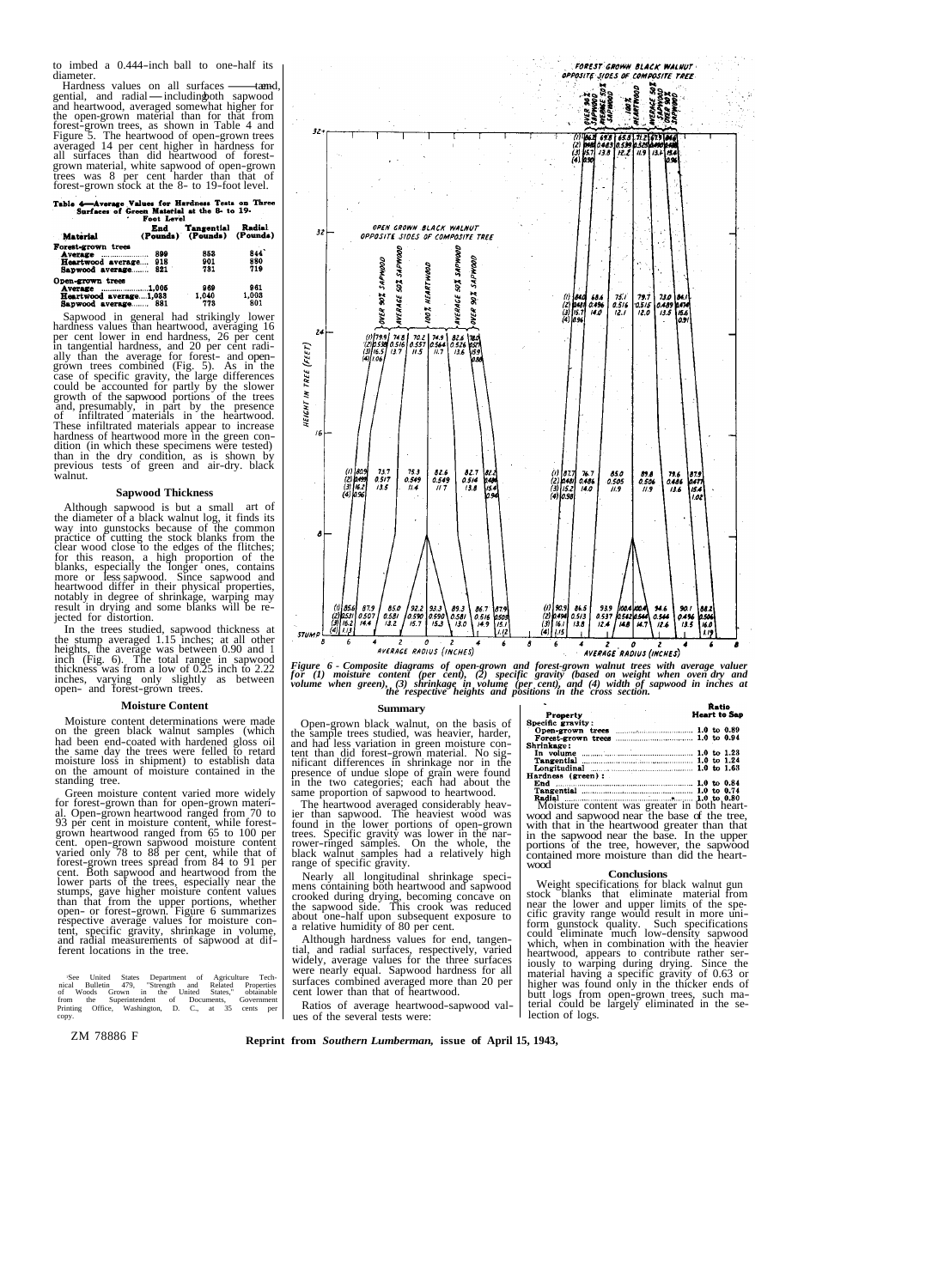to imbed a 0.444-inch ball to one-half its diameter.

Hardness values on all surfaces — end, tangential, and radial — including both sapwood and heartwood, averaged somewhat higher for the open-grown material than for that from forest-grown trees, as shown in Table 4 and Figure 5. The heartwood of open-grown trees averaged 14 per cent higher in hardness for all surfaces than did heartwood of forest-grown material, white sapwood of open-grown trees was 8 per cent harder than that of forest-grown stock at the 8- to 19-foot level.

**Table 4—Average Values for Hardness Tests on Three Surfaces of Green Material at the 8- to 19-Foot Level**

| Material | End (Pounds) | Tangential (Pounds) | Radial (Pounds) |
|---|---|---|---|
| Forest-grown trees | | | |
| Average | 899 | 858 | 844 |
| Heartwood average | 918 | 901 | 880 |
| Sapwood average | 821 | 731 | 719 |
| Open-grown trees | | | |
| Average | 1,005 | 969 | 961 |
| Heartwood average | 1,033 | 1,040 | 1,003 |
| Sapwood average | 881 | 773 | 801 |

Sapwood in general had strikingly lower hardness values than heartwood, averaging 16 per cent lower in end hardness, 26 per cent in tangential hardness, and 20 per cent radially than the average for forest- and open-grown trees combined (Fig. 5). As in the case of specific gravity, the large differences could be accounted for partly by the slower growth of the sapwood portions of the trees and, presumably, in part by the presence of infiltrated materials in the heartwood. These infiltrated materials appear to increase hardness of heartwood more in the green condition (in which these specimens were tested) than in the dry condition, as is shown by previous tests of green and air-dry. black walnut.

### Sapwood Thickness

Although sapwood is but a small art of the diameter of a black walnut log, it finds its way into gunstocks because of the common practice of cutting the stock blanks from the clear wood close to the edges of the flitches; for this reason, a high proportion of the blanks, especially the longer ones, contains more or less sapwood. Since sapwood and heartwood differ in their physical properties, notably in degree of shrinkage, warping may result in drying and some blanks will be rejected for distortion.

In the trees studied, sapwood thickness at the stump averaged 1.15 inches; at all other heights, the average was between 0.90 and 1 inch (Fig. 6). The total range in sapwood thickness was from a low of 0.25 inch to 2.22 inches, varying only slightly as between open- and forest-grown trees.

### Moisture Content

Moisture content determinations were made on the green black walnut samples (which had been end-coated with hardened gloss oil the same day the trees were felled to retard moisture loss in shipment) to establish data on the amount of moisture contained in the standing tree.

Green moisture content varied more widely for forest-grown than for open-grown material. Open-grown heartwood ranged from 70 to 93 per cent in moisture content, while forest-grown heartwood ranged from 65 to 100 per cent. open-grown sapwood moisture content varied only 78 to 88 per cent, while that of forest-grown trees spread from 84 to 91 per cent. Both sapwood and heartwood from the lower parts of the trees, especially near the stumps, gave higher moisture content values than that from the upper portions, whether open- or forest-grown. Figure 6 summarizes respective average values for moisture content, specific gravity, shrinkage in volume, and radial measurements of sapwood at different locations in the tree.

[1]See United States Department of Agriculture Technical Bulletin 479, "Strength and Related Properties of Woods Grown in the United States," obtainable from the Superintendent of Documents, Government Printing Office, Washington, D. C., at 35 cents per copy.

FOREST GROWN BLACK WALNUT
OPPOSITE SIDES OF COMPOSITE TREE

OPEN GROWN BLACK WALNUT
OPPOSITE SIDES OF COMPOSITE TREE

OVER 90% SAPWOOD
AVERAGE 50% SAPWOOD
100% HEARTWOOD
AVERAGE 50% SAPWOOD
OVER 90% SAPWOOD

HEIGHT IN TREE (FEET)
32
24
16
8
STUMP

AVERAGE RADIUS (INCHES)
8 6 4 2 0 2 4 6 8

*Figure 6 - Composite diagrams of open-grown and forest-grown walnut trees with average valuer for (1) moisture content (per cent), (2) specific gravity (based on weight when oven dry and volume when green), (3) shrinkage in volume (per cent), and (4) width of sapwood in inches at the respective heights and positions in the cross section.*

### Summary

Open-grown black walnut, on the basis of the sample trees studied, was heavier, harder, and had less variation in green moisture content than did forest-grown material. No significant differences in shrinkage nor in the presence of undue slope of grain were found in the two categories; each had about the same proportion of sapwood to heartwood.

The heartwood averaged considerably heavier than sapwood. The heaviest wood was found in the lower portions of open-grown trees. Specific gravity was lower in the narrower-ringed samples. On the whole, the black walnut samples had a relatively high range of specific gravity.

Nearly all longitudinal shrinkage specimens containing both heartwood and sapwood crooked during drying, becoming concave on the sapwood side. This crook was reduced about one-half upon subsequent exposure to a relative humidity of 80 per cent.

Although hardness values for end, tangential, and radial surfaces, respectively, varied widely, average values for the three surfaces were nearly equal. Sapwood hardness for all surfaces combined averaged more than 20 per cent lower than that of heartwood.

Ratios of average heartwood-sapwood values of the several tests were:

| Property | Ratio Heart to Sap |
|---|---|
| Specific gravity: | |
| Open-grown trees | 1.0 to 0.89 |
| Forest-grown trees | 1.0 to 0.94 |
| Shrinkage: | |
| In volume | 1.0 to 1.23 |
| Tangential | 1.0 to 1.24 |
| Longitudinal | 1.0 to 1.63 |
| Hardness (green): | |
| End | 1.0 to 0.84 |
| Tangential | 1.0 to 0.74 |
| Radial | 1.0 to 0.80 |

Moisture content was greater in both heartwood and sapwood near the base of the tree, with that in the heartwood greater than that in the sapwood near the base. In the upper portions of the tree, however, the sapwood contained more moisture than did the heartwood

### Conclusions

Weight specifications for black walnut gun stock blanks that eliminate material from near the lower and upper limits of the specific gravity range would result in more uniform gunstock quality. Such specifications could eliminate much low-density sapwood which, when in combination with the heavier heartwood, appears to contribute rather seriously to warping during drying. Since the material having a specific gravity of 0.63 or higher was found only in the thicker ends of butt logs from open-grown trees, such material could be largely eliminated in the selection of logs.

ZM 78886 F

**Reprint from *Southern Lumberman,* issue of April 15, 1943,**